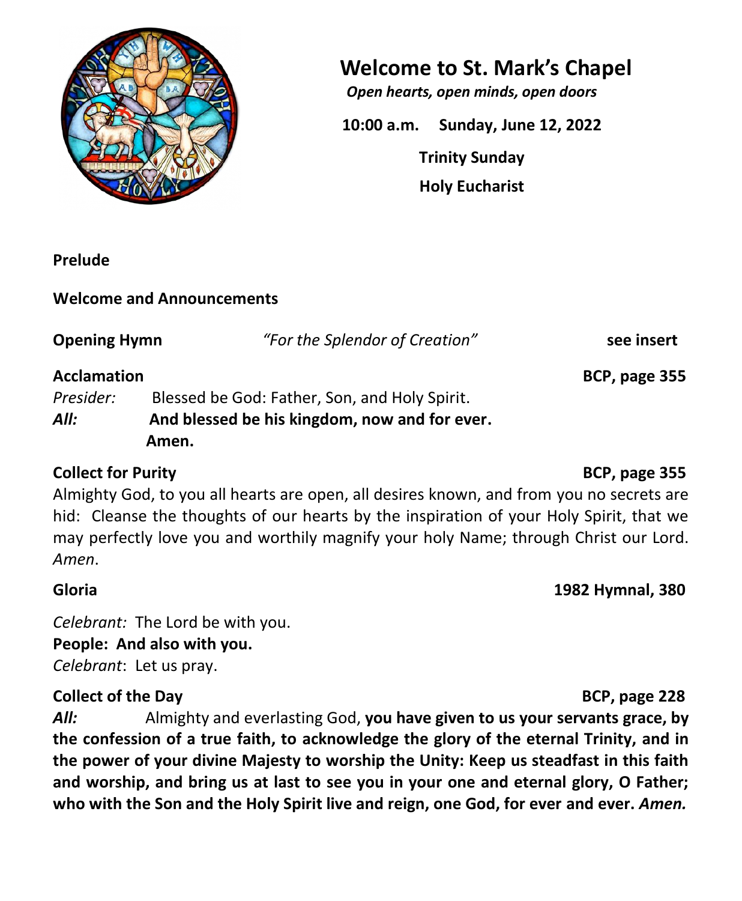# Welcome to St. Mark's Chapel

***Open hearts, open minds, open doors***

**10:00 a.m. Sunday, June 12, 2022**

**Trinity Sunday**

**Holy Eucharist**

**Prelude**

**Welcome and Announcements**

**Opening Hymn** *"For the Splendor of Creation"* **see insert**

**Acclamation** **BCP, page 355**

*Presider:* Blessed be God: Father, Son, and Holy Spirit.
***All:*** **And blessed be his kingdom, now and for ever. Amen.**

**Collect for Purity** **BCP, page 355**

Almighty God, to you all hearts are open, all desires known, and from you no secrets are hid: Cleanse the thoughts of our hearts by the inspiration of your Holy Spirit, that we may perfectly love you and worthily magnify your holy Name; through Christ our Lord. *Amen*.

**Gloria** **1982 Hymnal, 380**

*Celebrant:* The Lord be with you.
**People: And also with you.**
*Celebrant*: Let us pray.

**Collect of the Day** **BCP, page 228**

***All:*** Almighty and everlasting God, **you have given to us your servants grace, by the confession of a true faith, to acknowledge the glory of the eternal Trinity, and in the power of your divine Majesty to worship the Unity: Keep us steadfast in this faith and worship, and bring us at last to see you in your one and eternal glory, O Father; who with the Son and the Holy Spirit live and reign, one God, for ever and ever.** ***Amen.***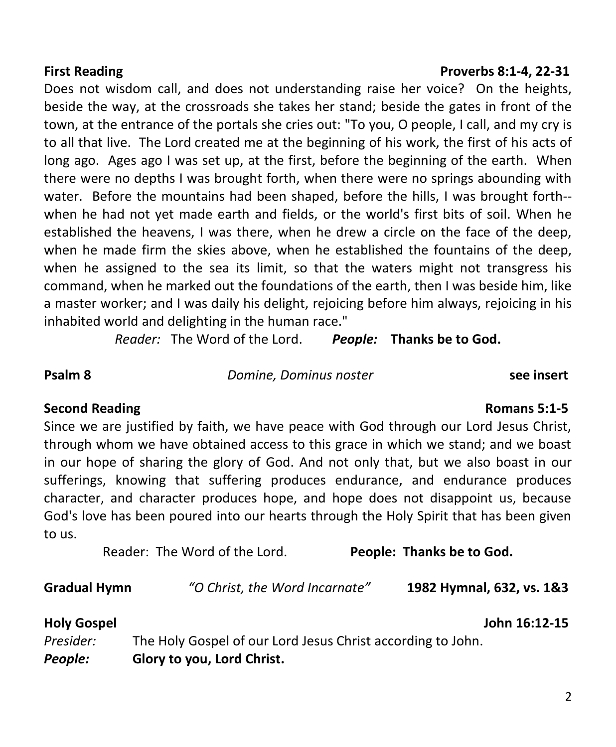**First Reading** **Proverbs 8:1-4, 22-31**

Does not wisdom call, and does not understanding raise her voice? On the heights, beside the way, at the crossroads she takes her stand; beside the gates in front of the town, at the entrance of the portals she cries out: "To you, O people, I call, and my cry is to all that live. The Lord created me at the beginning of his work, the first of his acts of long ago. Ages ago I was set up, at the first, before the beginning of the earth. When there were no depths I was brought forth, when there were no springs abounding with water. Before the mountains had been shaped, before the hills, I was brought forth--when he had not yet made earth and fields, or the world's first bits of soil. When he established the heavens, I was there, when he drew a circle on the face of the deep, when he made firm the skies above, when he established the fountains of the deep, when he assigned to the sea its limit, so that the waters might not transgress his command, when he marked out the foundations of the earth, then I was beside him, like a master worker; and I was daily his delight, rejoicing before him always, rejoicing in his inhabited world and delighting in the human race."

*Reader:* The Word of the Lord. ***People:*** **Thanks be to God.**

**Psalm 8** *Domine, Dominus noster* **see insert**

**Second Reading** **Romans 5:1-5**

Since we are justified by faith, we have peace with God through our Lord Jesus Christ, through whom we have obtained access to this grace in which we stand; and we boast in our hope of sharing the glory of God. And not only that, but we also boast in our sufferings, knowing that suffering produces endurance, and endurance produces character, and character produces hope, and hope does not disappoint us, because God's love has been poured into our hearts through the Holy Spirit that has been given to us.

Reader: The Word of the Lord. **People: Thanks be to God.**

**Gradual Hymn** *"O Christ, the Word Incarnate"* **1982 Hymnal, 632, vs. 1&3**

**Holy Gospel** **John 16:12-15**

*Presider:* The Holy Gospel of our Lord Jesus Christ according to John.

***People:*** **Glory to you, Lord Christ.**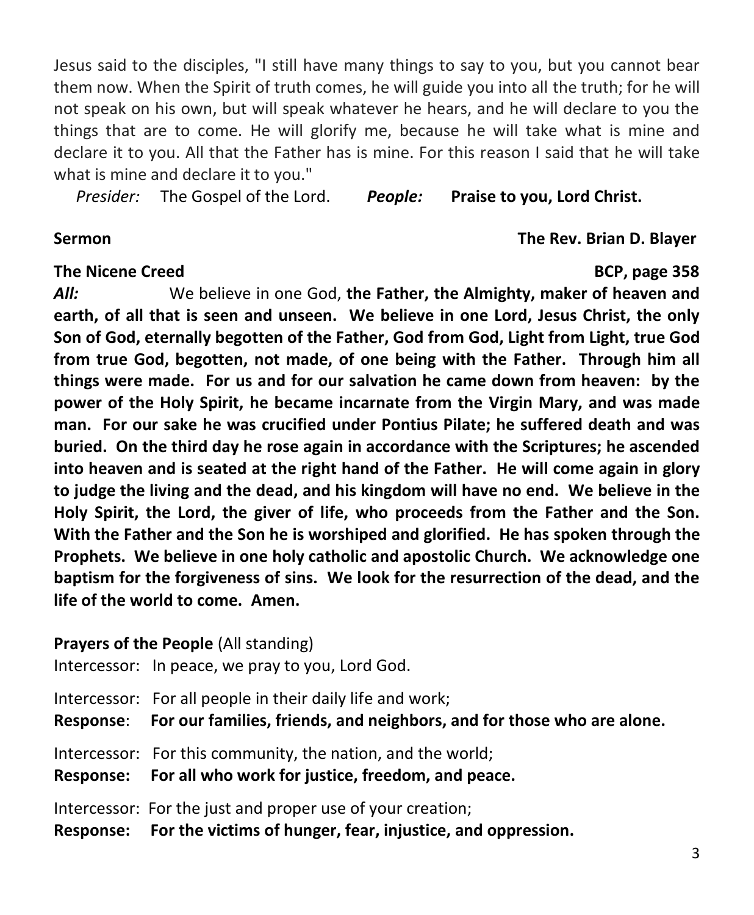Jesus said to the disciples, "I still have many things to say to you, but you cannot bear them now. When the Spirit of truth comes, he will guide you into all the truth; for he will not speak on his own, but will speak whatever he hears, and he will declare to you the things that are to come. He will glorify me, because he will take what is mine and declare it to you. All that the Father has is mine. For this reason I said that he will take what is mine and declare it to you."

*Presider:* The Gospel of the Lord. ***People:*** **Praise to you, Lord Christ.**

**Sermon** **The Rev. Brian D. Blayer**

**The Nicene Creed** **BCP, page 358**

***All:*** We believe in one God, **the Father, the Almighty, maker of heaven and earth, of all that is seen and unseen. We believe in one Lord, Jesus Christ, the only Son of God, eternally begotten of the Father, God from God, Light from Light, true God from true God, begotten, not made, of one being with the Father. Through him all things were made. For us and for our salvation he came down from heaven: by the power of the Holy Spirit, he became incarnate from the Virgin Mary, and was made man. For our sake he was crucified under Pontius Pilate; he suffered death and was buried. On the third day he rose again in accordance with the Scriptures; he ascended into heaven and is seated at the right hand of the Father. He will come again in glory to judge the living and the dead, and his kingdom will have no end. We believe in the Holy Spirit, the Lord, the giver of life, who proceeds from the Father and the Son. With the Father and the Son he is worshiped and glorified. He has spoken through the Prophets. We believe in one holy catholic and apostolic Church. We acknowledge one baptism for the forgiveness of sins. We look for the resurrection of the dead, and the life of the world to come. Amen.**

**Prayers of the People** (All standing)

Intercessor: In peace, we pray to you, Lord God.

Intercessor: For all people in their daily life and work;
**Response**: **For our families, friends, and neighbors, and for those who are alone.**

Intercessor: For this community, the nation, and the world;
**Response: For all who work for justice, freedom, and peace.**

Intercessor: For the just and proper use of your creation;
**Response: For the victims of hunger, fear, injustice, and oppression.**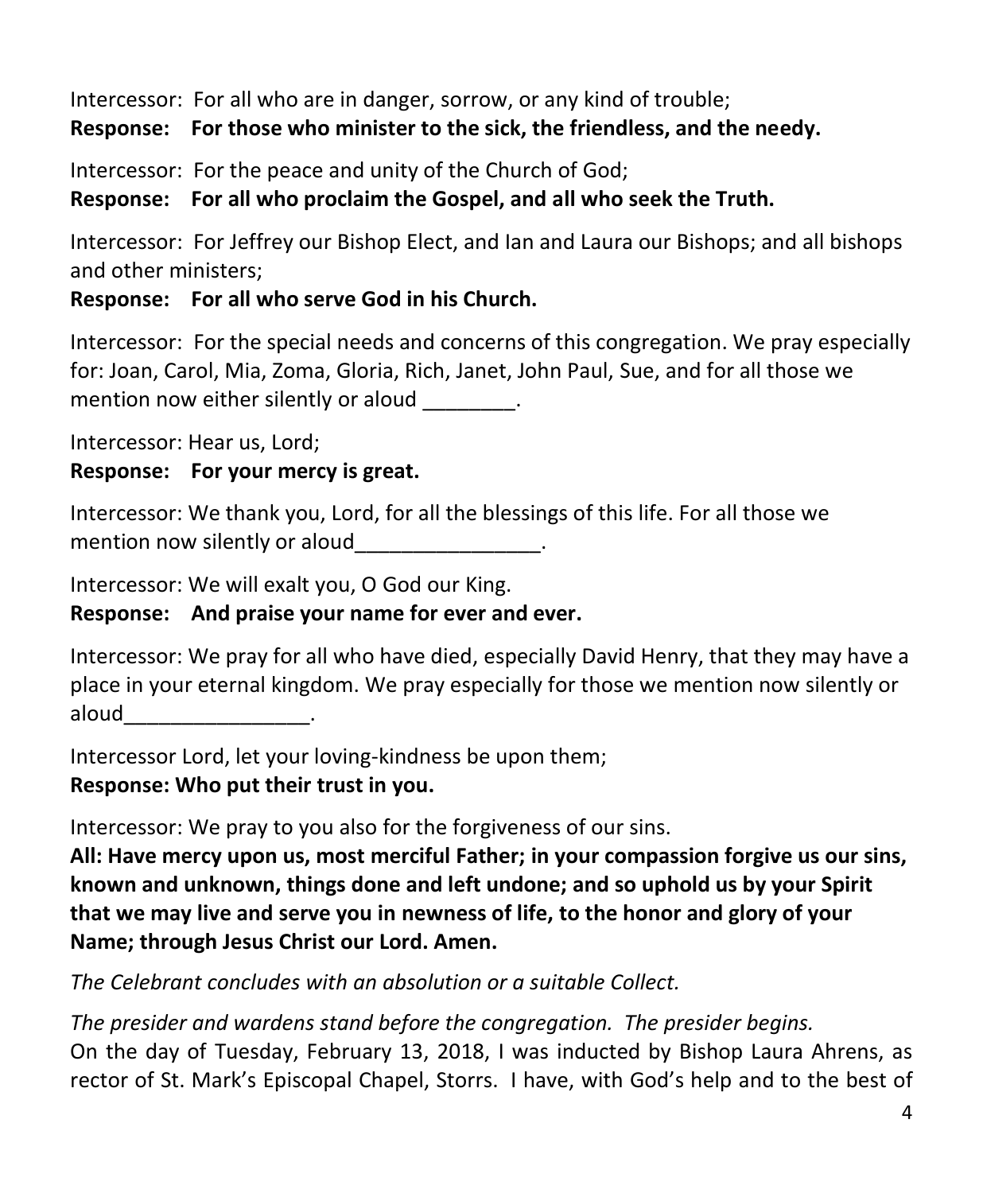Intercessor: For all who are in danger, sorrow, or any kind of trouble;
**Response: For those who minister to the sick, the friendless, and the needy.**

Intercessor: For the peace and unity of the Church of God;
**Response: For all who proclaim the Gospel, and all who seek the Truth.**

Intercessor: For Jeffrey our Bishop Elect, and Ian and Laura our Bishops; and all bishops and other ministers;
**Response: For all who serve God in his Church.**

Intercessor: For the special needs and concerns of this congregation. We pray especially for: Joan, Carol, Mia, Zoma, Gloria, Rich, Janet, John Paul, Sue, and for all those we mention now either silently or aloud ________.

Intercessor: Hear us, Lord;
**Response: For your mercy is great.**

Intercessor: We thank you, Lord, for all the blessings of this life. For all those we mention now silently or aloud________________.

Intercessor: We will exalt you, O God our King.
**Response: And praise your name for ever and ever.**

Intercessor: We pray for all who have died, especially David Henry, that they may have a place in your eternal kingdom. We pray especially for those we mention now silently or aloud________________.

Intercessor Lord, let your loving-kindness be upon them;
**Response: Who put their trust in you.**

Intercessor: We pray to you also for the forgiveness of our sins.
**All: Have mercy upon us, most merciful Father; in your compassion forgive us our sins, known and unknown, things done and left undone; and so uphold us by your Spirit that we may live and serve you in newness of life, to the honor and glory of your Name; through Jesus Christ our Lord. Amen.**

*The Celebrant concludes with an absolution or a suitable Collect.*

*The presider and wardens stand before the congregation. The presider begins.*
On the day of Tuesday, February 13, 2018, I was inducted by Bishop Laura Ahrens, as rector of St. Mark's Episcopal Chapel, Storrs. I have, with God's help and to the best of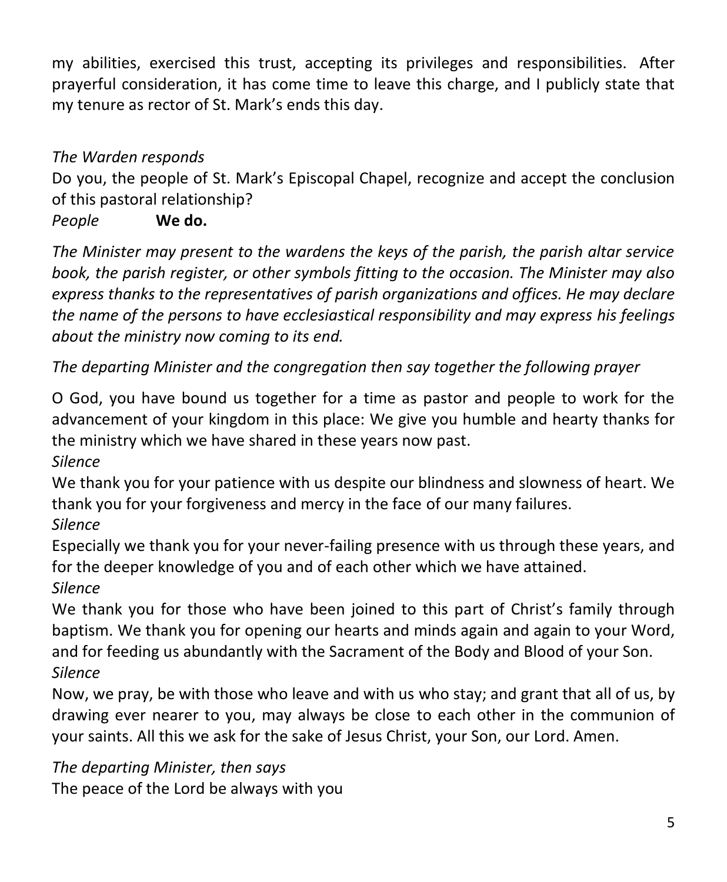my abilities, exercised this trust, accepting its privileges and responsibilities. After prayerful consideration, it has come time to leave this charge, and I publicly state that my tenure as rector of St. Mark's ends this day.

*The Warden responds*
Do you, the people of St. Mark's Episcopal Chapel, recognize and accept the conclusion of this pastoral relationship?
*People* **We do.**

*The Minister may present to the wardens the keys of the parish, the parish altar service book, the parish register, or other symbols fitting to the occasion. The Minister may also express thanks to the representatives of parish organizations and offices. He may declare the name of the persons to have ecclesiastical responsibility and may express his feelings about the ministry now coming to its end.*

*The departing Minister and the congregation then say together the following prayer*

O God, you have bound us together for a time as pastor and people to work for the advancement of your kingdom in this place: We give you humble and hearty thanks for the ministry which we have shared in these years now past.
*Silence*
We thank you for your patience with us despite our blindness and slowness of heart. We thank you for your forgiveness and mercy in the face of our many failures.
*Silence*
Especially we thank you for your never-failing presence with us through these years, and for the deeper knowledge of you and of each other which we have attained.
*Silence*
We thank you for those who have been joined to this part of Christ's family through baptism. We thank you for opening our hearts and minds again and again to your Word, and for feeding us abundantly with the Sacrament of the Body and Blood of your Son.
*Silence*
Now, we pray, be with those who leave and with us who stay; and grant that all of us, by drawing ever nearer to you, may always be close to each other in the communion of your saints. All this we ask for the sake of Jesus Christ, your Son, our Lord. Amen.

*The departing Minister, then says*
The peace of the Lord be always with you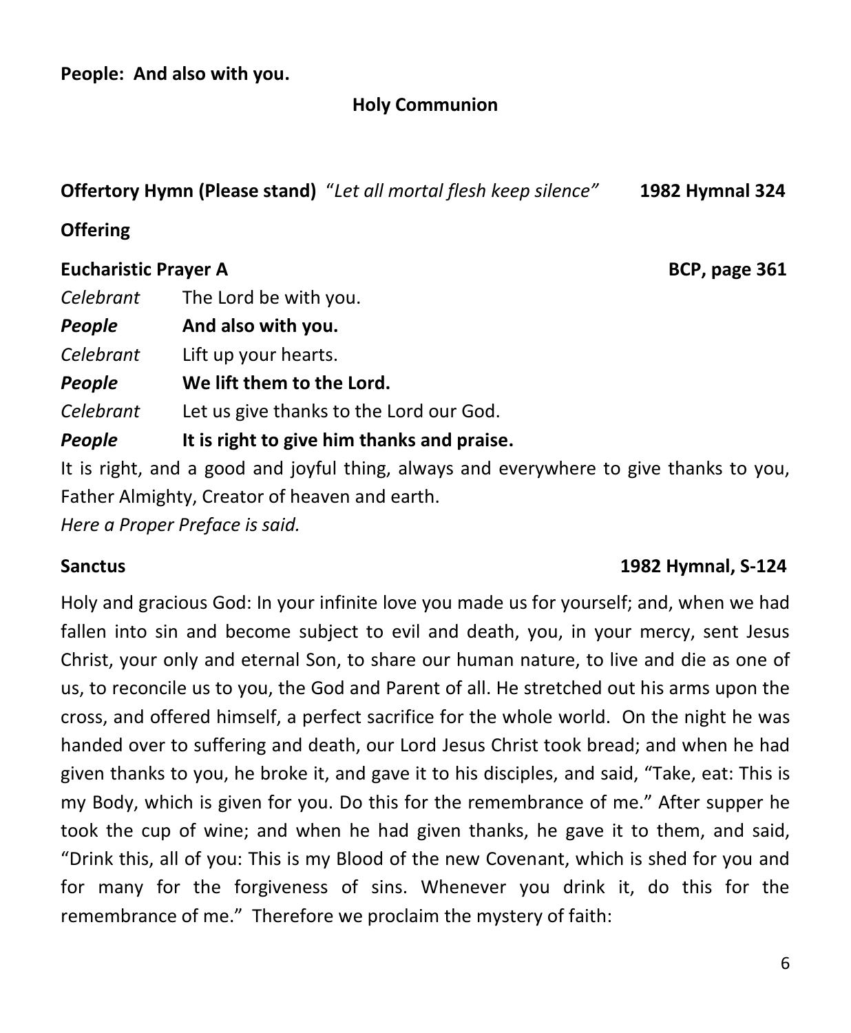**People: And also with you.**

## Holy Communion

**Offertory Hymn (Please stand)** "*Let all mortal flesh keep silence*" **1982 Hymnal 324**

**Offering**

**Eucharistic Prayer A** **BCP, page 361**

*Celebrant* The Lord be with you.

***People*** **And also with you.**

*Celebrant* Lift up your hearts.

***People*** **We lift them to the Lord.**

*Celebrant* Let us give thanks to the Lord our God.

***People*** **It is right to give him thanks and praise.**

It is right, and a good and joyful thing, always and everywhere to give thanks to you, Father Almighty, Creator of heaven and earth.

*Here a Proper Preface is said.*

**Sanctus** **1982 Hymnal, S-124**

Holy and gracious God: In your infinite love you made us for yourself; and, when we had fallen into sin and become subject to evil and death, you, in your mercy, sent Jesus Christ, your only and eternal Son, to share our human nature, to live and die as one of us, to reconcile us to you, the God and Parent of all. He stretched out his arms upon the cross, and offered himself, a perfect sacrifice for the whole world. On the night he was handed over to suffering and death, our Lord Jesus Christ took bread; and when he had given thanks to you, he broke it, and gave it to his disciples, and said, "Take, eat: This is my Body, which is given for you. Do this for the remembrance of me." After supper he took the cup of wine; and when he had given thanks, he gave it to them, and said, "Drink this, all of you: This is my Blood of the new Covenant, which is shed for you and for many for the forgiveness of sins. Whenever you drink it, do this for the remembrance of me." Therefore we proclaim the mystery of faith: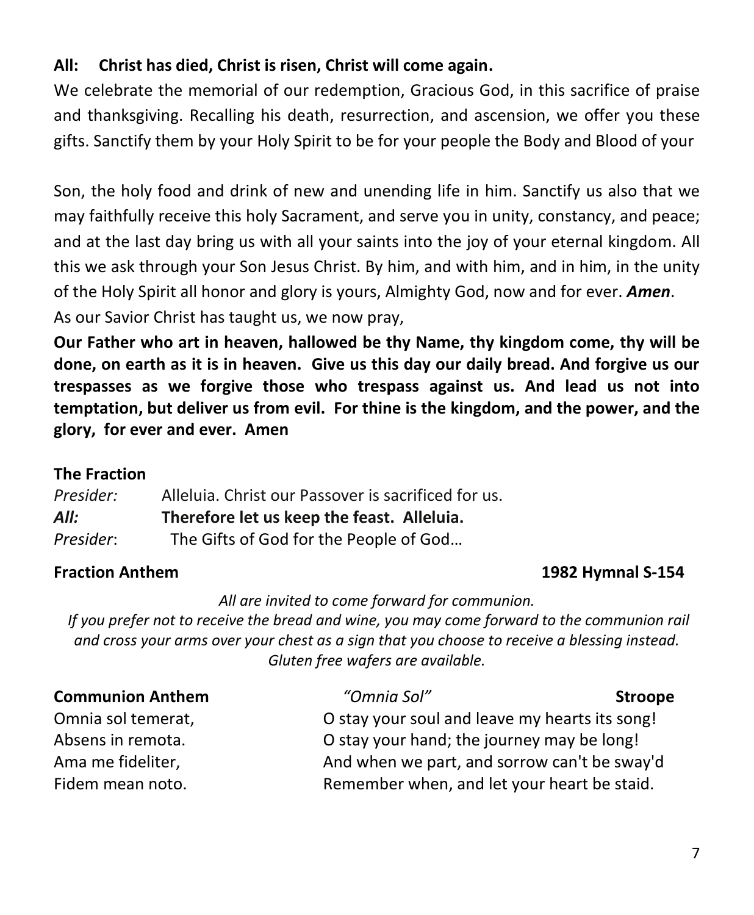**All: Christ has died, Christ is risen, Christ will come again.**

We celebrate the memorial of our redemption, Gracious God, in this sacrifice of praise and thanksgiving. Recalling his death, resurrection, and ascension, we offer you these gifts. Sanctify them by your Holy Spirit to be for your people the Body and Blood of your

Son, the holy food and drink of new and unending life in him. Sanctify us also that we may faithfully receive this holy Sacrament, and serve you in unity, constancy, and peace; and at the last day bring us with all your saints into the joy of your eternal kingdom. All this we ask through your Son Jesus Christ. By him, and with him, and in him, in the unity of the Holy Spirit all honor and glory is yours, Almighty God, now and for ever. ***Amen***.

As our Savior Christ has taught us, we now pray,

**Our Father who art in heaven, hallowed be thy Name, thy kingdom come, thy will be done, on earth as it is in heaven. Give us this day our daily bread. And forgive us our trespasses as we forgive those who trespass against us. And lead us not into temptation, but deliver us from evil. For thine is the kingdom, and the power, and the glory, for ever and ever. Amen**

**The Fraction**

*Presider:* Alleluia. Christ our Passover is sacrificed for us.
***All:*** **Therefore let us keep the feast. Alleluia.**
*Presider*: The Gifts of God for the People of God…

**Fraction Anthem** **1982 Hymnal S-154**

*All are invited to come forward for communion.*
*If you prefer not to receive the bread and wine, you may come forward to the communion rail and cross your arms over your chest as a sign that you choose to receive a blessing instead.*
*Gluten free wafers are available.*

**Communion Anthem** *"Omnia Sol"* **Stroope**

Omnia sol temerat,
Absens in remota.
Ama me fideliter,
Fidem mean noto.

O stay your soul and leave my hearts its song!
O stay your hand; the journey may be long!
And when we part, and sorrow can't be sway'd
Remember when, and let your heart be staid.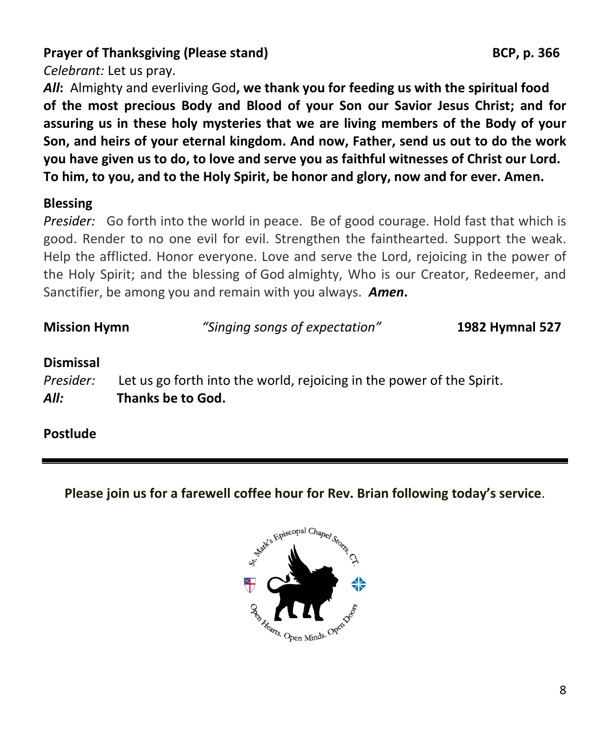**Prayer of Thanksgiving (Please stand)** **BCP, p. 366**

*Celebrant:* Let us pray.

***All*:** Almighty and everliving God**, we thank you for feeding us with the spiritual food of the most precious Body and Blood of your Son our Savior Jesus Christ; and for assuring us in these holy mysteries that we are living members of the Body of your Son, and heirs of your eternal kingdom. And now, Father, send us out to do the work you have given us to do, to love and serve you as faithful witnesses of Christ our Lord. To him, to you, and to the Holy Spirit, be honor and glory, now and for ever. Amen.**

**Blessing**

*Presider:* Go forth into the world in peace. Be of good courage. Hold fast that which is good. Render to no one evil for evil. Strengthen the fainthearted. Support the weak. Help the afflicted. Honor everyone. Love and serve the Lord, rejoicing in the power of the Holy Spirit; and the blessing of God almighty, Who is our Creator, Redeemer, and Sanctifier, be among you and remain with you always. ***Amen*.**

**Mission Hymn** *"Singing songs of expectation"* **1982 Hymnal 527**

**Dismissal**

*Presider:* Let us go forth into the world, rejoicing in the power of the Spirit.

***All:*** **Thanks be to God.**

**Postlude**

---

**Please join us for a farewell coffee hour for Rev. Brian following today's service**.

St. Mark's Episcopal Chapel Storrs, CT.

Open Hearts. Open Minds. Open Doors